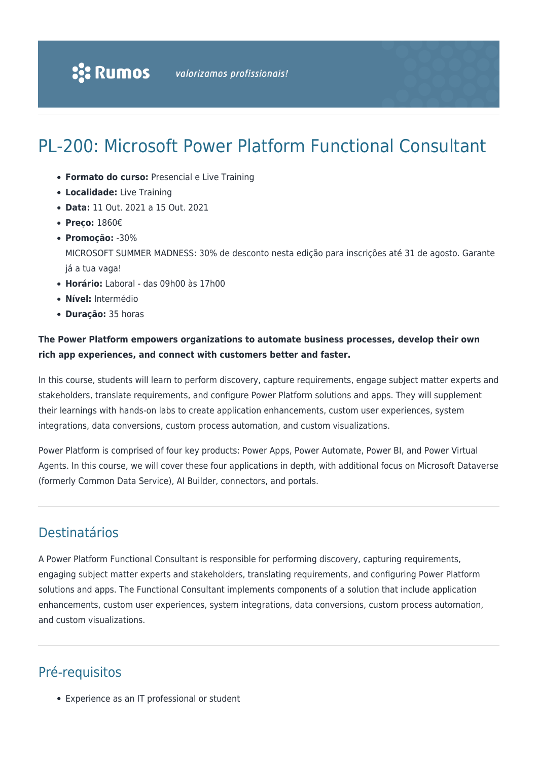# PL-200: Microsoft Power Platform Functional Consultant

- **Formato do curso:** Presencial e Live Training
- **Localidade:** Live Training
- **Data:** 11 Out. 2021 a 15 Out. 2021
- **Preço:** 1860€
- **Promoção:** -30%
  MICROSOFT SUMMER MADNESS: 30% de desconto nesta edição para inscrições até 31 de agosto. Garante já a tua vaga!
- **Horário:** Laboral - das 09h00 às 17h00
- **Nível:** Intermédio
- **Duração:** 35 horas

**The Power Platform empowers organizations to automate business processes, develop their own rich app experiences, and connect with customers better and faster.**

In this course, students will learn to perform discovery, capture requirements, engage subject matter experts and stakeholders, translate requirements, and configure Power Platform solutions and apps. They will supplement their learnings with hands-on labs to create application enhancements, custom user experiences, system integrations, data conversions, custom process automation, and custom visualizations.

Power Platform is comprised of four key products: Power Apps, Power Automate, Power BI, and Power Virtual Agents. In this course, we will cover these four applications in depth, with additional focus on Microsoft Dataverse (formerly Common Data Service), AI Builder, connectors, and portals.

## Destinatários

A Power Platform Functional Consultant is responsible for performing discovery, capturing requirements, engaging subject matter experts and stakeholders, translating requirements, and configuring Power Platform solutions and apps. The Functional Consultant implements components of a solution that include application enhancements, custom user experiences, system integrations, data conversions, custom process automation, and custom visualizations.

## Pré-requisitos

- Experience as an IT professional or student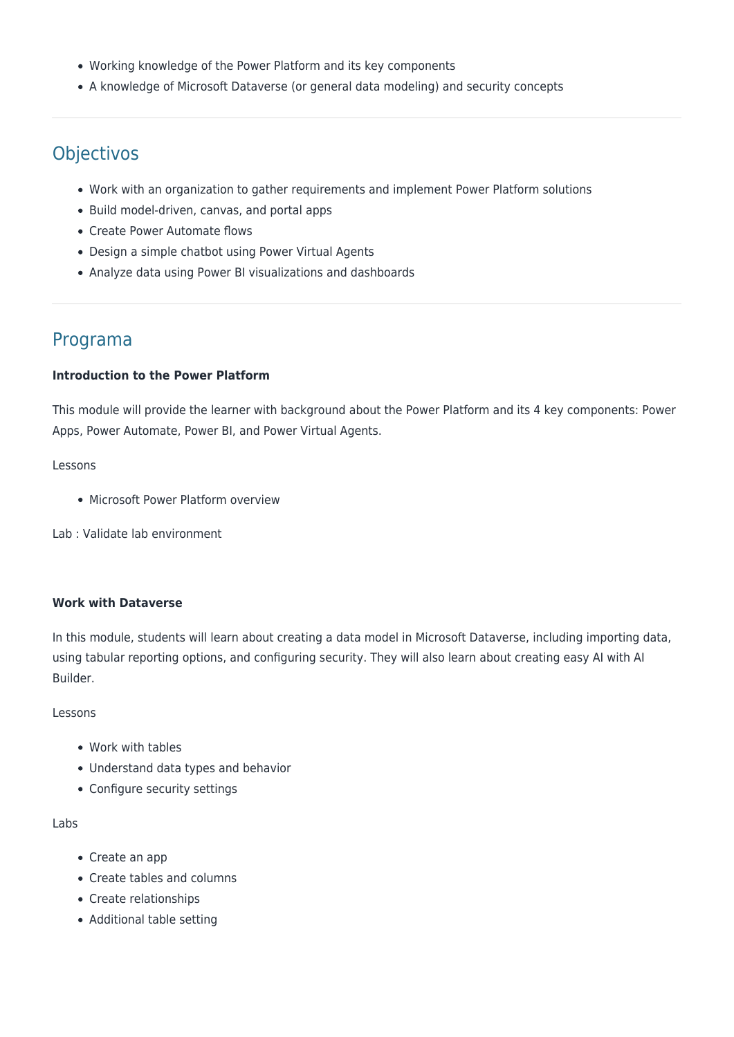- Working knowledge of the Power Platform and its key components
- A knowledge of Microsoft Dataverse (or general data modeling) and security concepts

---

## Objectivos

- Work with an organization to gather requirements and implement Power Platform solutions
- Build model-driven, canvas, and portal apps
- Create Power Automate flows
- Design a simple chatbot using Power Virtual Agents
- Analyze data using Power BI visualizations and dashboards

---

## Programa

**Introduction to the Power Platform**

This module will provide the learner with background about the Power Platform and its 4 key components: Power Apps, Power Automate, Power BI, and Power Virtual Agents.

Lessons

- Microsoft Power Platform overview

Lab : Validate lab environment

**Work with Dataverse**

In this module, students will learn about creating a data model in Microsoft Dataverse, including importing data, using tabular reporting options, and configuring security. They will also learn about creating easy AI with AI Builder.

Lessons

- Work with tables
- Understand data types and behavior
- Configure security settings

Labs

- Create an app
- Create tables and columns
- Create relationships
- Additional table setting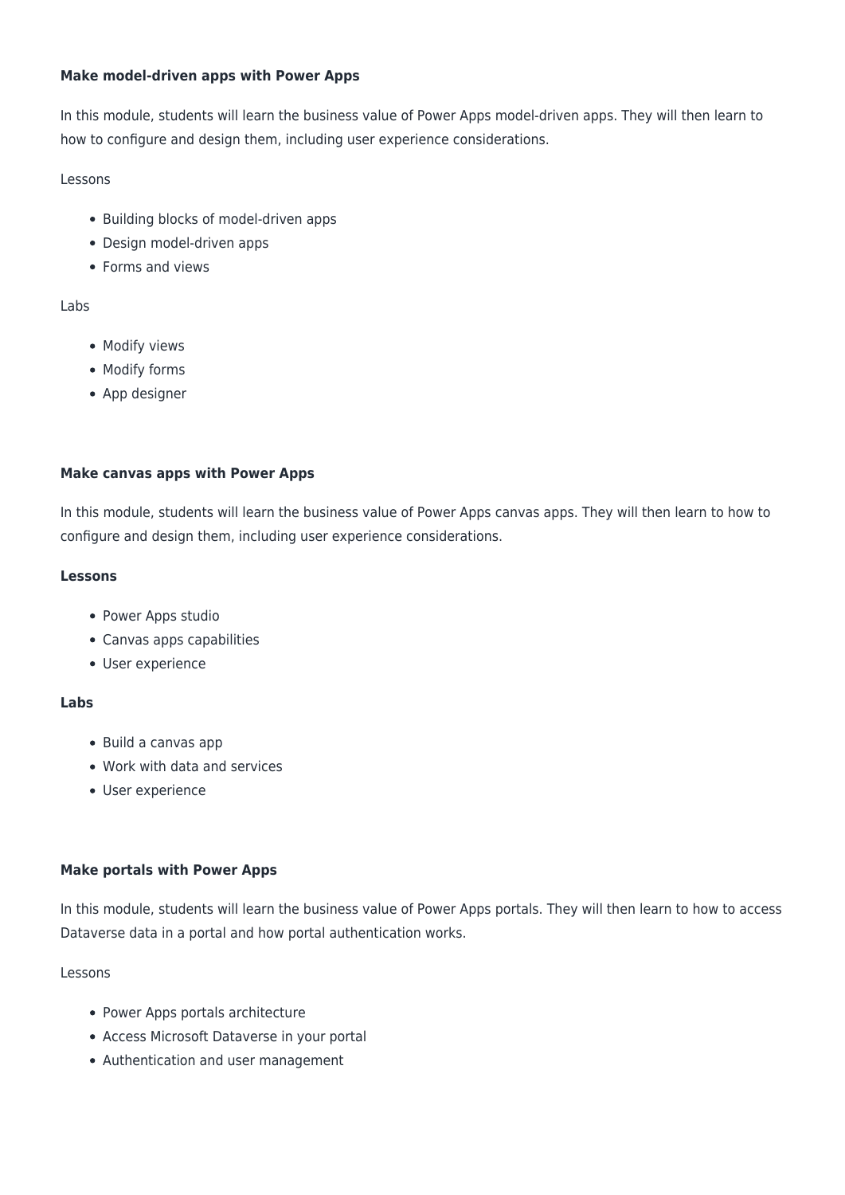**Make model-driven apps with Power Apps**

In this module, students will learn the business value of Power Apps model-driven apps. They will then learn to how to configure and design them, including user experience considerations.

Lessons

- Building blocks of model-driven apps
- Design model-driven apps
- Forms and views

Labs

- Modify views
- Modify forms
- App designer

**Make canvas apps with Power Apps**

In this module, students will learn the business value of Power Apps canvas apps. They will then learn to how to configure and design them, including user experience considerations.

**Lessons**

- Power Apps studio
- Canvas apps capabilities
- User experience

**Labs**

- Build a canvas app
- Work with data and services
- User experience

**Make portals with Power Apps**

In this module, students will learn the business value of Power Apps portals. They will then learn to how to access Dataverse data in a portal and how portal authentication works.

Lessons

- Power Apps portals architecture
- Access Microsoft Dataverse in your portal
- Authentication and user management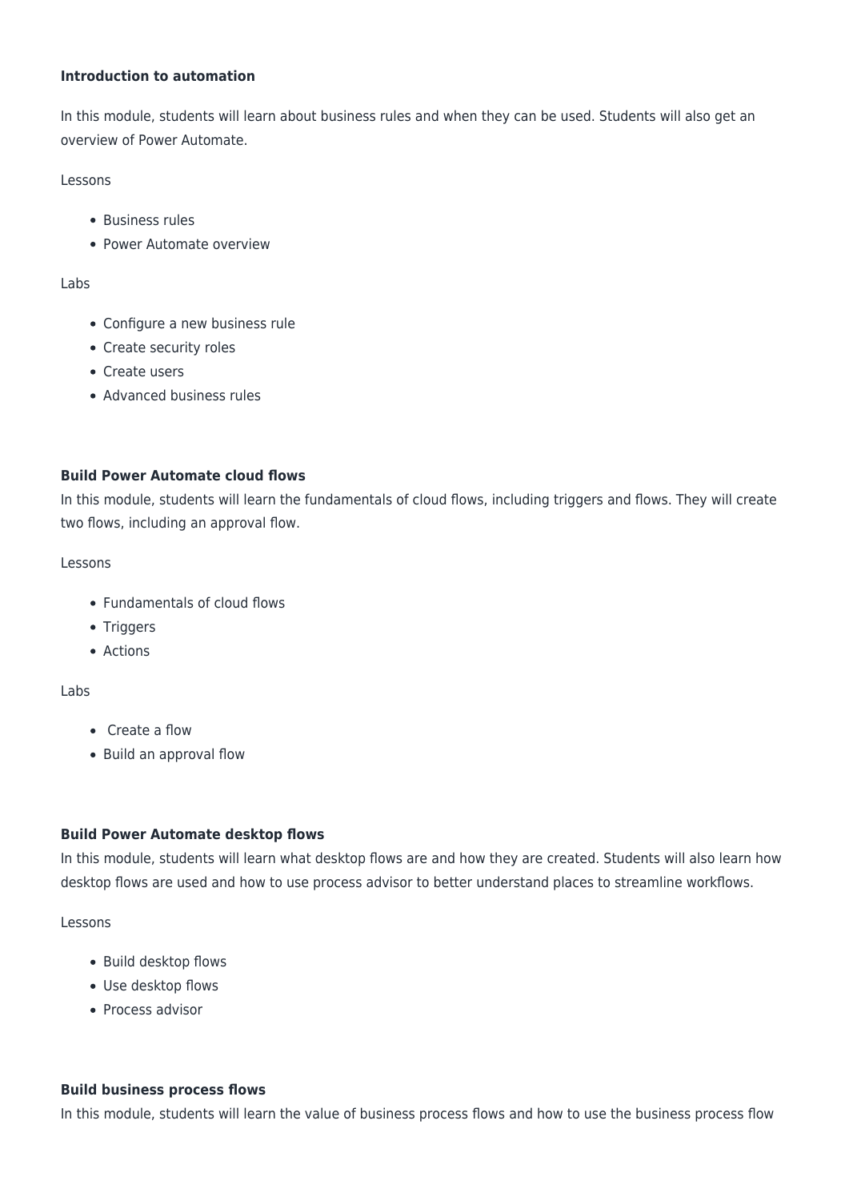**Introduction to automation**

In this module, students will learn about business rules and when they can be used. Students will also get an overview of Power Automate.

Lessons

- Business rules
- Power Automate overview

Labs

- Configure a new business rule
- Create security roles
- Create users
- Advanced business rules

**Build Power Automate cloud flows**

In this module, students will learn the fundamentals of cloud flows, including triggers and flows. They will create two flows, including an approval flow.

Lessons

- Fundamentals of cloud flows
- Triggers
- Actions

Labs

- Create a flow
- Build an approval flow

**Build Power Automate desktop flows**

In this module, students will learn what desktop flows are and how they are created. Students will also learn how desktop flows are used and how to use process advisor to better understand places to streamline workflows.

Lessons

- Build desktop flows
- Use desktop flows
- Process advisor

**Build business process flows**

In this module, students will learn the value of business process flows and how to use the business process flow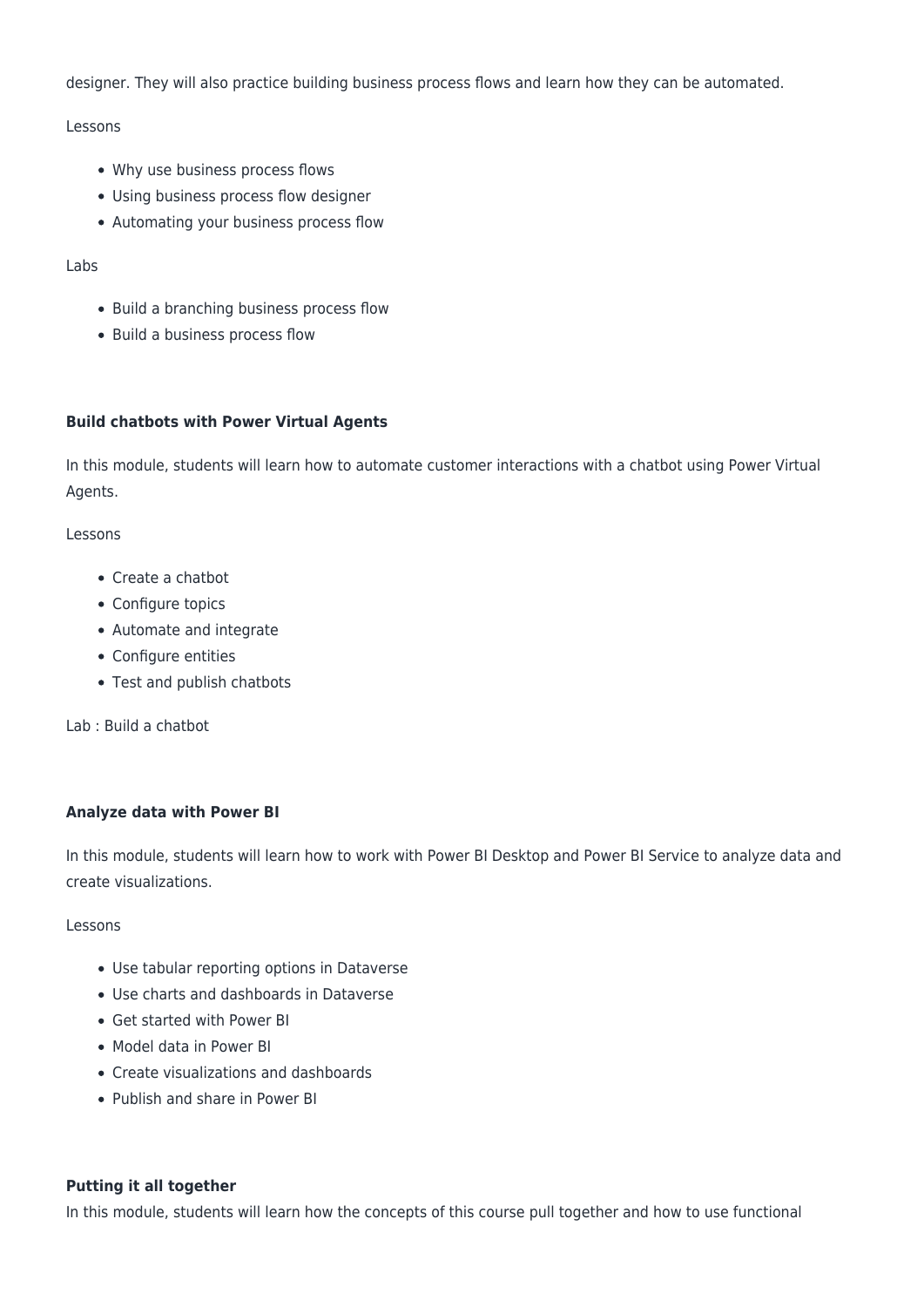designer. They will also practice building business process flows and learn how they can be automated.

Lessons

- Why use business process flows
- Using business process flow designer
- Automating your business process flow

Labs

- Build a branching business process flow
- Build a business process flow

**Build chatbots with Power Virtual Agents**

In this module, students will learn how to automate customer interactions with a chatbot using Power Virtual Agents.

Lessons

- Create a chatbot
- Configure topics
- Automate and integrate
- Configure entities
- Test and publish chatbots

Lab : Build a chatbot

**Analyze data with Power BI**

In this module, students will learn how to work with Power BI Desktop and Power BI Service to analyze data and create visualizations.

Lessons

- Use tabular reporting options in Dataverse
- Use charts and dashboards in Dataverse
- Get started with Power BI
- Model data in Power BI
- Create visualizations and dashboards
- Publish and share in Power BI

**Putting it all together**

In this module, students will learn how the concepts of this course pull together and how to use functional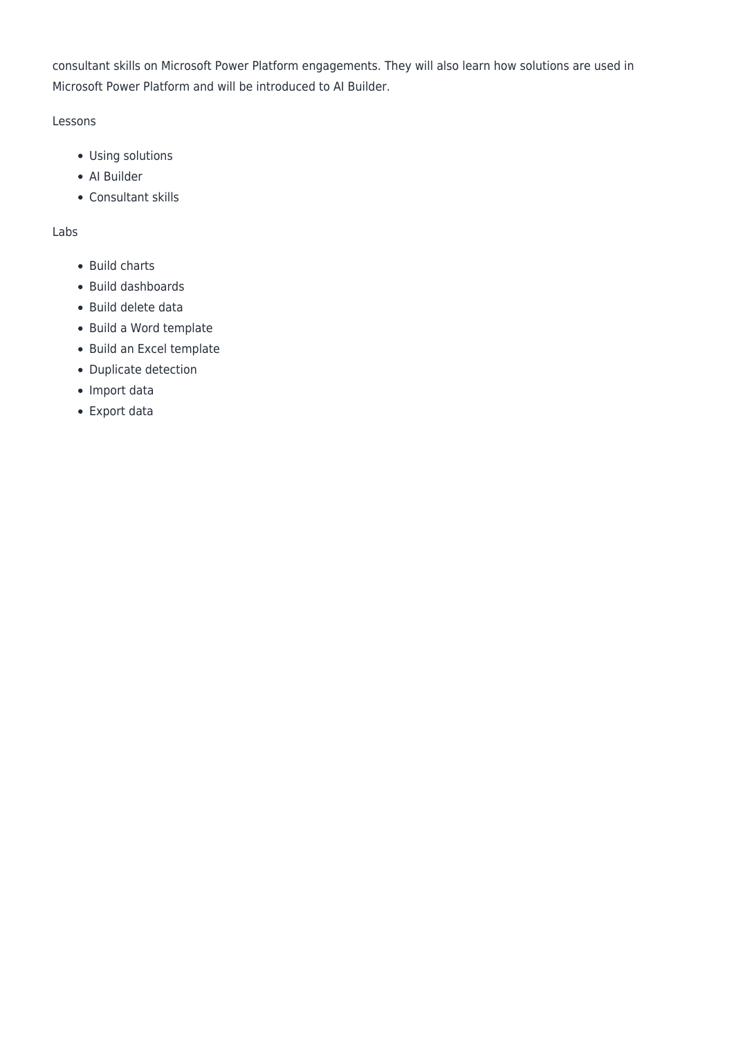consultant skills on Microsoft Power Platform engagements. They will also learn how solutions are used in Microsoft Power Platform and will be introduced to AI Builder.

Lessons

- Using solutions
- AI Builder
- Consultant skills

Labs

- Build charts
- Build dashboards
- Build delete data
- Build a Word template
- Build an Excel template
- Duplicate detection
- Import data
- Export data